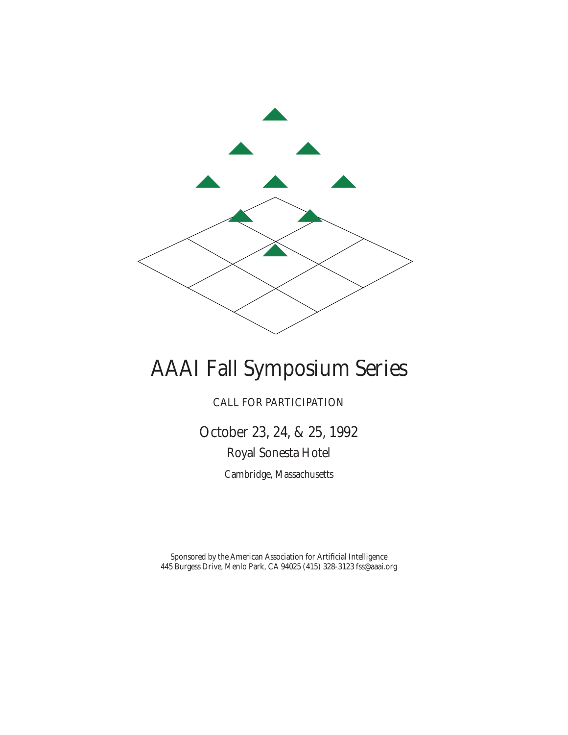# AAAI Fall Symposium Series

CALL FOR PARTICIPATION

## October 23, 24, & 25, 1992

### Royal Sonesta Hotel

Cambridge, Massachusetts

Sponsored by the American Association for Artificial Intelligence
445 Burgess Drive, Menlo Park, CA 94025 (415) 328-3123 fss@aaai.org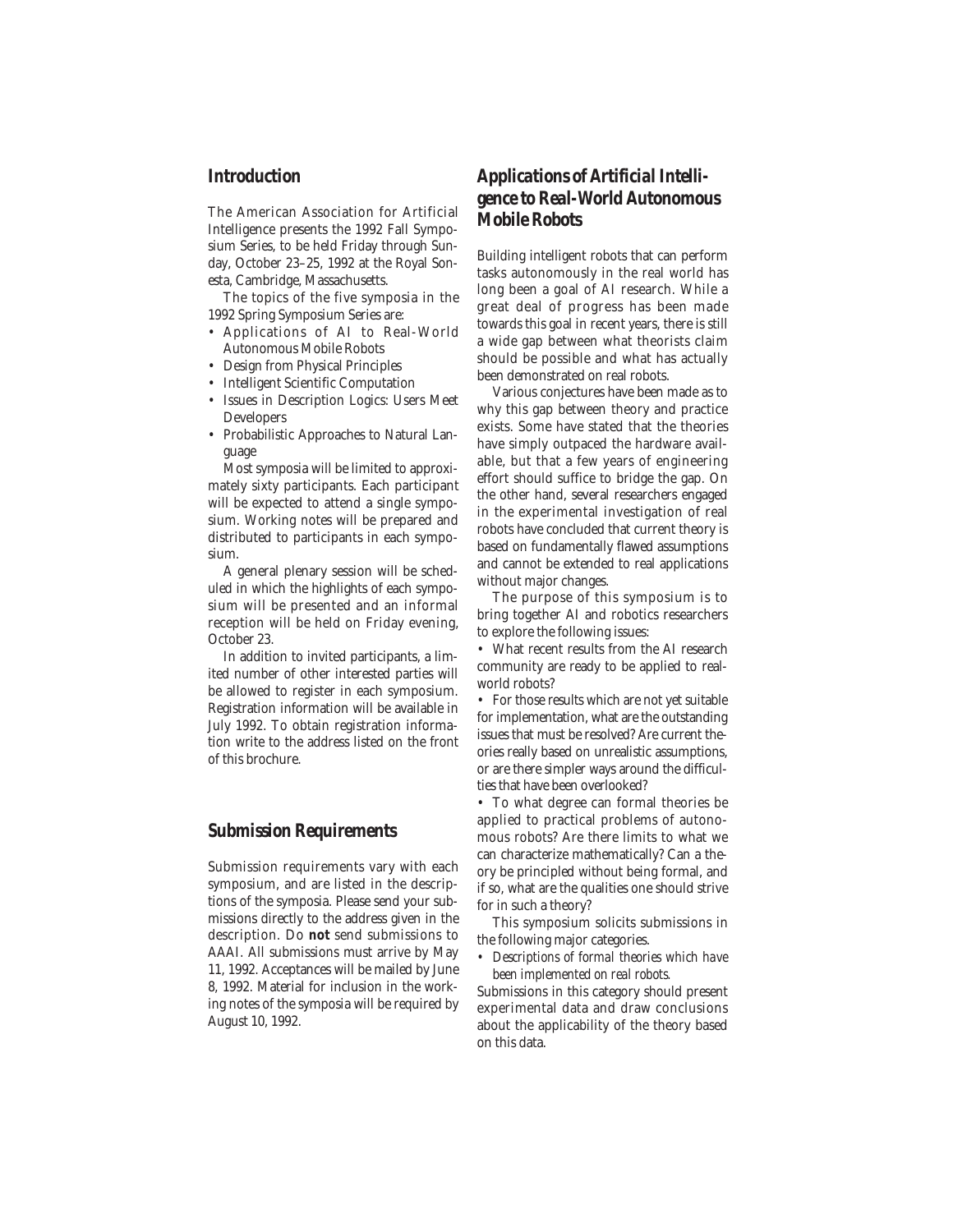## Introduction

The American Association for Artificial Intelligence presents the 1992 Fall Symposium Series, to be held Friday through Sunday, October 23–25, 1992 at the Royal Sonesta, Cambridge, Massachusetts.

The topics of the five symposia in the 1992 Spring Symposium Series are:

- Applications of AI to Real-World Autonomous Mobile Robots
- Design from Physical Principles
- Intelligent Scientific Computation
- Issues in Description Logics: Users Meet Developers
- Probabilistic Approaches to Natural Language

Most symposia will be limited to approximately sixty participants. Each participant will be expected to attend a single symposium. Working notes will be prepared and distributed to participants in each symposium.

A general plenary session will be scheduled in which the highlights of each symposium will be presented and an informal reception will be held on Friday evening, October 23.

In addition to invited participants, a limited number of other interested parties will be allowed to register in each symposium. Registration information will be available in July 1992. To obtain registration information write to the address listed on the front of this brochure.

## Submission Requirements

Submission requirements vary with each symposium, and are listed in the descriptions of the symposia. Please send your submissions directly to the address given in the description. Do **not** send submissions to AAAI. All submissions must arrive by May 11, 1992. Acceptances will be mailed by June 8, 1992. Material for inclusion in the working notes of the symposia will be required by August 10, 1992.

## Applications of Artificial Intelligence to Real-World Autonomous Mobile Robots

Building intelligent robots that can perform tasks autonomously in the real world has long been a goal of AI research. While a great deal of progress has been made towards this goal in recent years, there is still a wide gap between what theorists claim should be possible and what has actually been demonstrated on real robots.

Various conjectures have been made as to why this gap between theory and practice exists. Some have stated that the theories have simply outpaced the hardware available, but that a few years of engineering effort should suffice to bridge the gap. On the other hand, several researchers engaged in the experimental investigation of real robots have concluded that current theory is based on fundamentally flawed assumptions and cannot be extended to real applications without major changes.

The purpose of this symposium is to bring together AI and robotics researchers to explore the following issues:

- What recent results from the AI research community are ready to be applied to real-world robots?
- For those results which are not yet suitable for implementation, what are the outstanding issues that must be resolved? Are current theories really based on unrealistic assumptions, or are there simpler ways around the difficulties that have been overlooked?
- To what degree can formal theories be applied to practical problems of autonomous robots? Are there limits to what we can characterize mathematically? Can a theory be principled without being formal, and if so, what are the qualities one should strive for in such a theory?

This symposium solicits submissions in the following major categories.

- *Descriptions of formal theories which have been implemented on real robots.*

Submissions in this category should present experimental data and draw conclusions about the applicability of the theory based on this data.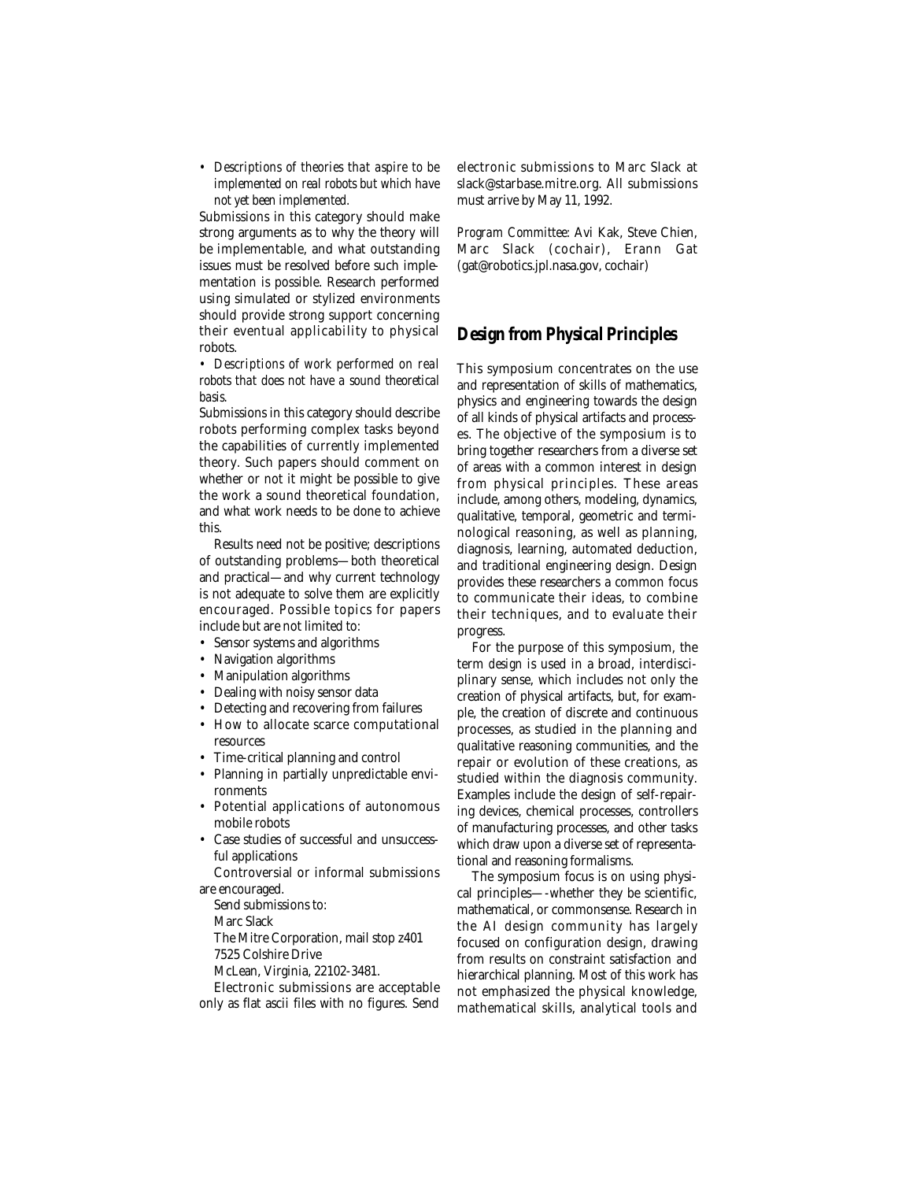- *Descriptions of theories that aspire to be implemented on real robots but which have not yet been implemented.*

Submissions in this category should make strong arguments as to why the theory will be implementable, and what outstanding issues must be resolved before such implementation is possible. Research performed using simulated or stylized environments should provide strong support concerning their eventual applicability to physical robots.

- *Descriptions of work performed on real robots that does not have a sound theoretical basis.*

Submissions in this category should describe robots performing complex tasks beyond the capabilities of currently implemented theory. Such papers should comment on whether or not it might be possible to give the work a sound theoretical foundation, and what work needs to be done to achieve this.

Results need not be positive; descriptions of outstanding problems—both theoretical and practical—and why current technology is not adequate to solve them are explicitly encouraged. Possible topics for papers include but are not limited to:

- Sensor systems and algorithms
- Navigation algorithms
- Manipulation algorithms
- Dealing with noisy sensor data
- Detecting and recovering from failures
- How to allocate scarce computational resources
- Time-critical planning and control
- Planning in partially unpredictable environments
- Potential applications of autonomous mobile robots
- Case studies of successful and unsuccessful applications

Controversial or informal submissions are encouraged.

Send submissions to:
Marc Slack
The Mitre Corporation, mail stop z401
7525 Colshire Drive
McLean, Virginia, 22102-3481.

Electronic submissions are acceptable only as flat ascii files with no figures. Send electronic submissions to Marc Slack at slack@starbase.mitre.org. All submissions must arrive by May 11, 1992.

*Program Committee:* Avi Kak, Steve Chien, Marc Slack (cochair), Erann Gat (gat@robotics.jpl.nasa.gov, cochair)

## Design from Physical Principles

This symposium concentrates on the use and representation of skills of mathematics, physics and engineering towards the design of all kinds of physical artifacts and processes. The objective of the symposium is to bring together researchers from a diverse set of areas with a common interest in design from physical principles. These areas include, among others, modeling, dynamics, qualitative, temporal, geometric and terminological reasoning, as well as planning, diagnosis, learning, automated deduction, and traditional engineering design. Design provides these researchers a common focus to communicate their ideas, to combine their techniques, and to evaluate their progress.

For the purpose of this symposium, the term *design* is used in a broad, interdisciplinary sense, which includes not only the creation of physical artifacts, but, for example, the creation of discrete and continuous processes, as studied in the planning and qualitative reasoning communities, and the repair or evolution of these creations, as studied within the diagnosis community. Examples include the design of self-repairing devices, chemical processes, controllers of manufacturing processes, and other tasks which draw upon a diverse set of representational and reasoning formalisms.

The symposium focus is on using physical principles—-whether they be scientific, mathematical, or commonsense. Research in the AI design community has largely focused on configuration design, drawing from results on constraint satisfaction and hierarchical planning. Most of this work has not emphasized the physical knowledge, mathematical skills, analytical tools and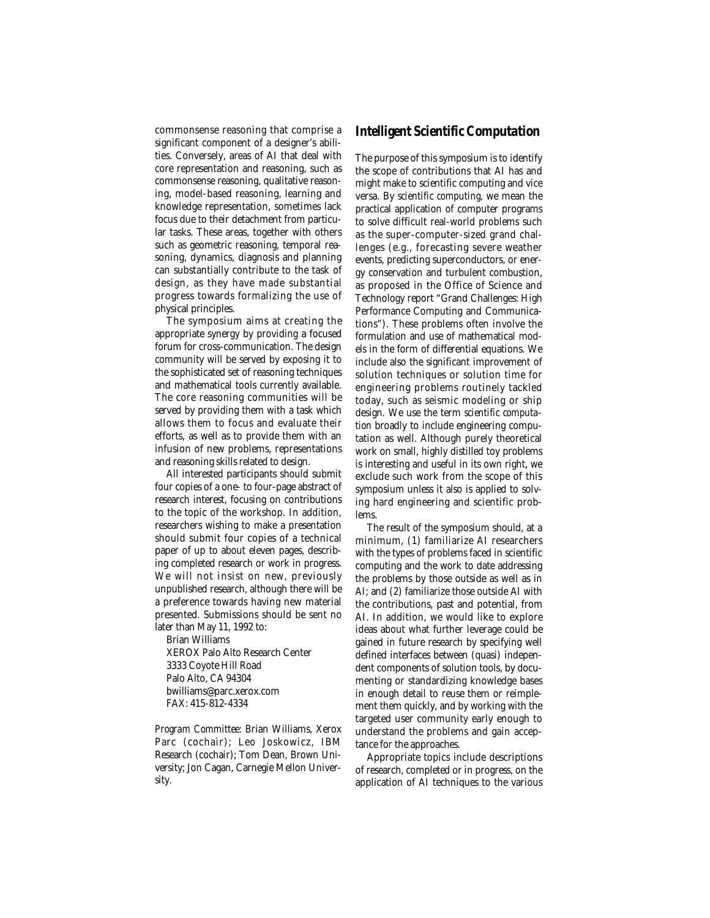commonsense reasoning that comprise a significant component of a designer's abilities. Conversely, areas of AI that deal with core representation and reasoning, such as commonsense reasoning, qualitative reasoning, model-based reasoning, learning and knowledge representation, sometimes lack focus due to their detachment from particular tasks. These areas, together with others such as geometric reasoning, temporal reasoning, dynamics, diagnosis and planning can substantially contribute to the task of design, as they have made substantial progress towards formalizing the use of physical principles.

The symposium aims at creating the appropriate synergy by providing a focused forum for cross-communication. The design community will be served by exposing it to the sophisticated set of reasoning techniques and mathematical tools currently available. The core reasoning communities will be served by providing them with a task which allows them to focus and evaluate their efforts, as well as to provide them with an infusion of new problems, representations and reasoning skills related to design.

All interested participants should submit four copies of a one- to four-page abstract of research interest, focusing on contributions to the topic of the workshop. In addition, researchers wishing to make a presentation should submit four copies of a technical paper of up to about eleven pages, describing completed research or work in progress. We will not insist on new, previously unpublished research, although there will be a preference towards having new material presented. Submissions should be sent no later than May 11, 1992 to:

Brian Williams  
XEROX Palo Alto Research Center  
3333 Coyote Hill Road  
Palo Alto, CA 94304  
bwilliams@parc.xerox.com  
FAX: 415-812-4334

*Program Committee:* Brian Williams, Xerox Parc (cochair); Leo Joskowicz, IBM Research (cochair); Tom Dean, Brown University; Jon Cagan, Carnegie Mellon University.

## Intelligent Scientific Computation

The purpose of this symposium is to identify the scope of contributions that AI has and might make to scientific computing and vice versa. By *scientific computing*, we mean the practical application of computer programs to solve difficult real-world problems such as the super-computer-sized grand challenges (e.g., forecasting severe weather events, predicting superconductors, or energy conservation and turbulent combustion, as proposed in the Office of Science and Technology report "Grand Challenges: High Performance Computing and Communications"). These problems often involve the formulation and use of mathematical models in the form of differential equations. We include also the significant improvement of solution techniques or solution time for engineering problems routinely tackled today, such as seismic modeling or ship design. We use the term *scientific computation* broadly to include engineering computation as well. Although purely theoretical work on small, highly distilled toy problems is interesting and useful in its own right, we exclude such work from the scope of this symposium unless it also is applied to solving hard engineering and scientific problems.

The result of the symposium should, at a minimum, (1) familiarize AI researchers with the types of problems faced in scientific computing and the work to date addressing the problems by those outside as well as in AI; and (2) familiarize those outside AI with the contributions, past and potential, from AI. In addition, we would like to explore ideas about what further leverage could be gained in future research by specifying well defined interfaces between (quasi) independent components of solution tools, by documenting or standardizing knowledge bases in enough detail to reuse them or reimplement them quickly, and by working with the targeted user community early enough to understand the problems and gain acceptance for the approaches.

Appropriate topics include descriptions of research, completed or in progress, on the application of AI techniques to the various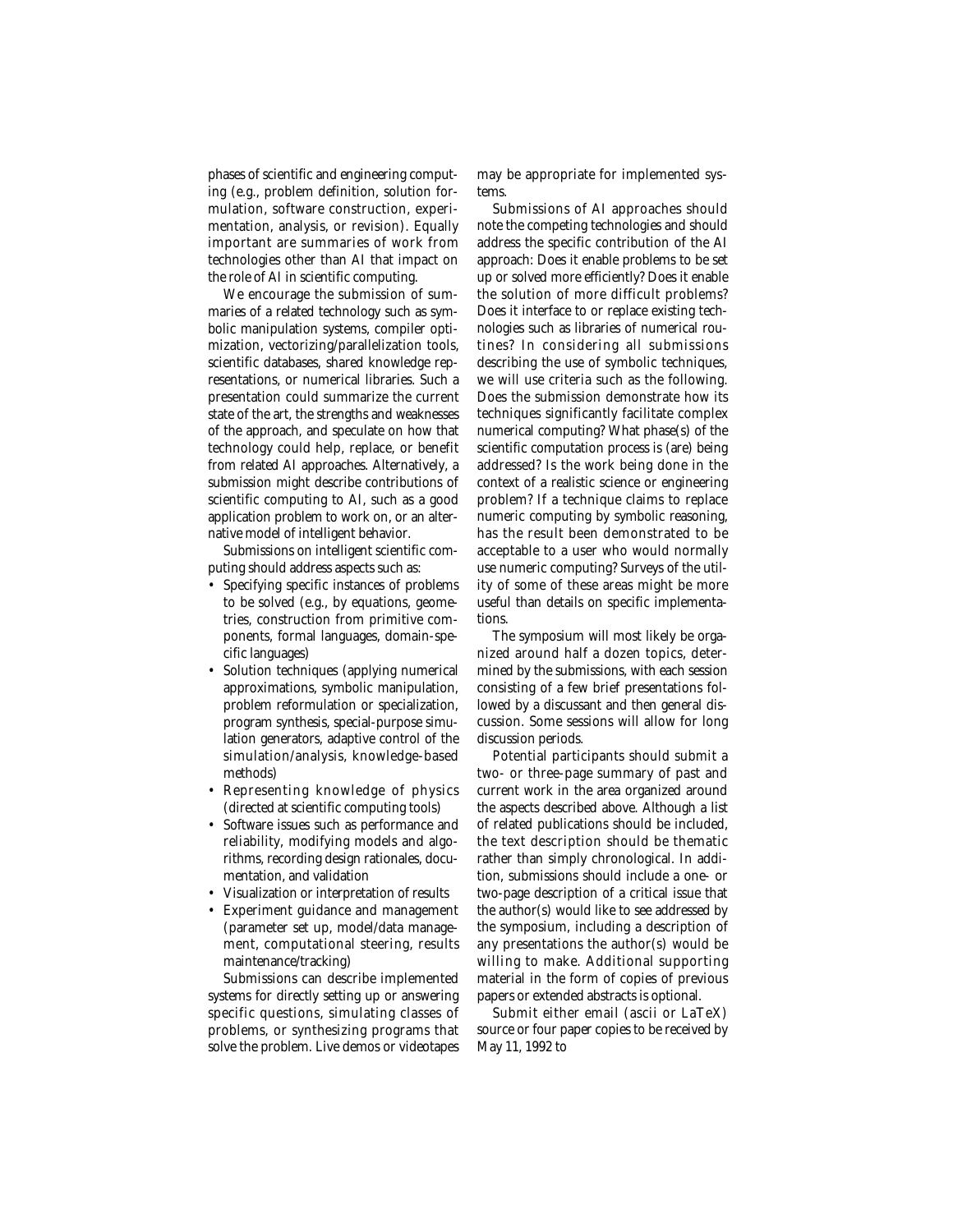phases of scientific and engineering computing (e.g., problem definition, solution formulation, software construction, experimentation, analysis, or revision). Equally important are summaries of work from technologies other than AI that impact on the role of AI in scientific computing.

We encourage the submission of summaries of a related technology such as symbolic manipulation systems, compiler optimization, vectorizing/parallelization tools, scientific databases, shared knowledge representations, or numerical libraries. Such a presentation could summarize the current state of the art, the strengths and weaknesses of the approach, and speculate on how that technology could help, replace, or benefit from related AI approaches. Alternatively, a submission might describe contributions of scientific computing to AI, such as a good application problem to work on, or an alternative model of intelligent behavior.

Submissions on intelligent scientific computing should address aspects such as:

- Specifying specific instances of problems to be solved (e.g., by equations, geometries, construction from primitive components, formal languages, domain-specific languages)
- Solution techniques (applying numerical approximations, symbolic manipulation, problem reformulation or specialization, program synthesis, special-purpose simulation generators, adaptive control of the simulation/analysis, knowledge-based methods)
- Representing knowledge of physics (directed at scientific computing tools)
- Software issues such as performance and reliability, modifying models and algorithms, recording design rationales, documentation, and validation
- Visualization or interpretation of results
- Experiment guidance and management (parameter set up, model/data management, computational steering, results maintenance/tracking)

Submissions can describe implemented systems for directly setting up or answering specific questions, simulating classes of problems, or synthesizing programs that solve the problem. Live demos or videotapes may be appropriate for implemented systems.

Submissions of AI approaches should note the competing technologies and should address the specific contribution of the AI approach: Does it enable problems to be set up or solved more efficiently? Does it enable the solution of more difficult problems? Does it interface to or replace existing technologies such as libraries of numerical routines? In considering all submissions describing the use of symbolic techniques, we will use criteria such as the following. Does the submission demonstrate how its techniques significantly facilitate complex numerical computing? What phase(s) of the scientific computation process is (are) being addressed? Is the work being done in the context of a realistic science or engineering problem? If a technique claims to replace numeric computing by symbolic reasoning, has the result been demonstrated to be acceptable to a user who would normally use numeric computing? Surveys of the utility of some of these areas might be more useful than details on specific implementations.

The symposium will most likely be organized around half a dozen topics, determined by the submissions, with each session consisting of a few brief presentations followed by a discussant and then general discussion. Some sessions will allow for long discussion periods.

Potential participants should submit a two- or three-page summary of past and current work in the area organized around the aspects described above. Although a list of related publications should be included, the text description should be thematic rather than simply chronological. In addition, submissions should include a one- or two-page description of a critical issue that the author(s) would like to see addressed by the symposium, including a description of any presentations the author(s) would be willing to make. Additional supporting material in the form of copies of previous papers or extended abstracts is optional.

Submit either email (ascii or LaTeX) source or four paper copies to be received by May 11, 1992 to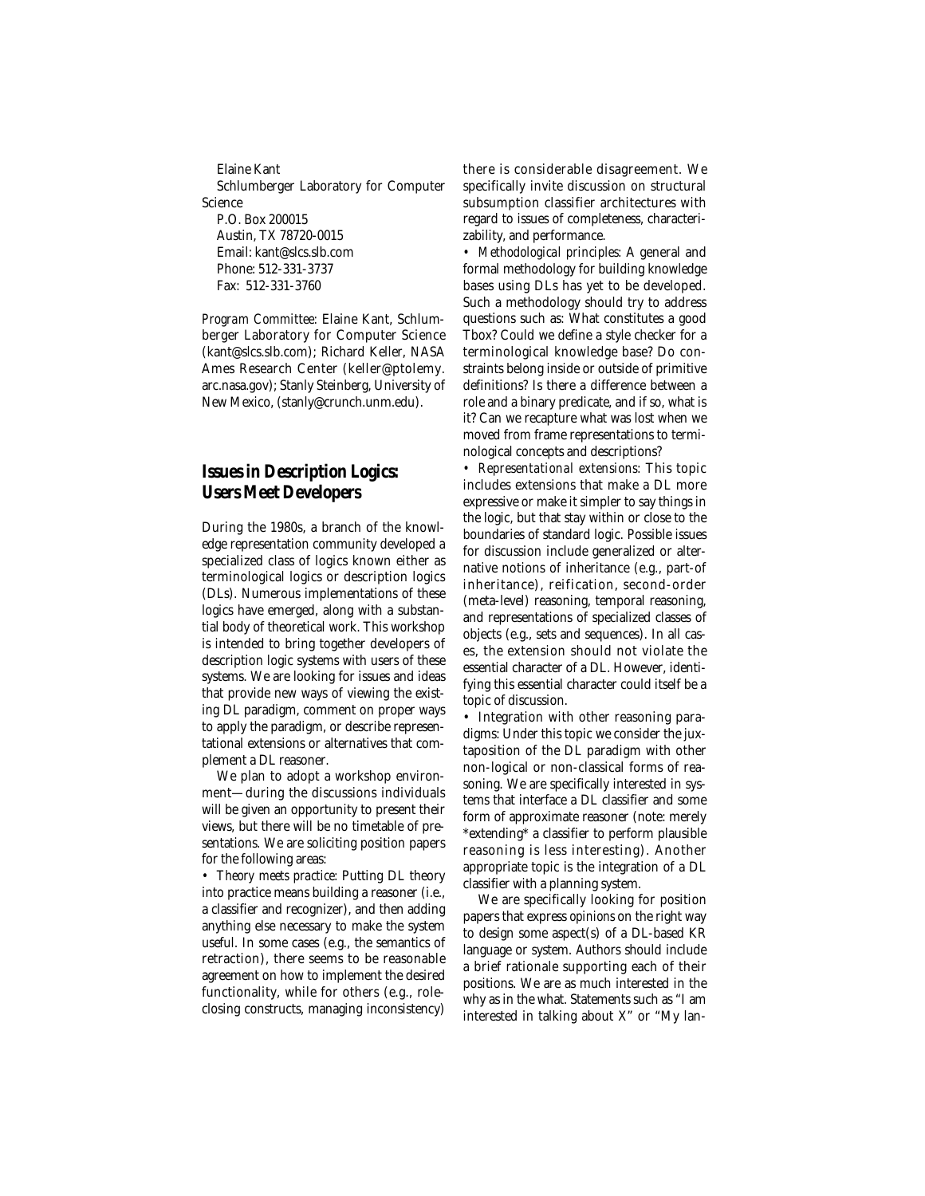Elaine Kant
Schlumberger Laboratory for Computer Science
P.O. Box 200015
Austin, TX 78720-0015
Email: kant@slcs.slb.com
Phone: 512-331-3737
Fax: 512-331-3760

*Program Committee:* Elaine Kant, Schlumberger Laboratory for Computer Science (kant@slcs.slb.com); Richard Keller, NASA Ames Research Center (keller@ptolemy.arc.nasa.gov); Stanly Steinberg, University of New Mexico, (stanly@crunch.unm.edu).

## Issues in Description Logics: Users Meet Developers

During the 1980s, a branch of the knowledge representation community developed a specialized class of logics known either as terminological logics or description logics (DLs). Numerous implementations of these logics have emerged, along with a substantial body of theoretical work. This workshop is intended to bring together developers of description logic systems with users of these systems. We are looking for issues and ideas that provide new ways of viewing the existing DL paradigm, comment on proper ways to apply the paradigm, or describe representational extensions or alternatives that complement a DL reasoner.

We plan to adopt a workshop environment—during the discussions individuals will be given an opportunity to present their views, but there will be no timetable of presentations. We are soliciting position papers for the following areas:

- *Theory meets practice:* Putting DL theory into practice means building a reasoner (i.e., a classifier and recognizer), and then adding anything else necessary to make the system useful. In some cases (e.g., the semantics of retraction), there seems to be reasonable agreement on how to implement the desired functionality, while for others (e.g., role-closing constructs, managing inconsistency) there is considerable disagreement. We specifically invite discussion on structural subsumption classifier architectures with regard to issues of completeness, characterizability, and performance.
- *Methodological principles:* A general and formal methodology for building knowledge bases using DLs has yet to be developed. Such a methodology should try to address questions such as: What constitutes a good Tbox? Could we define a style checker for a terminological knowledge base? Do constraints belong inside or outside of primitive definitions? Is there a difference between a role and a binary predicate, and if so, what is it? Can we recapture what was lost when we moved from frame representations to terminological concepts and descriptions?
- *Representational extensions:* This topic includes extensions that make a DL more expressive or make it simpler to say things in the logic, but that stay within or close to the boundaries of standard logic. Possible issues for discussion include generalized or alternative notions of inheritance (e.g., part-of inheritance), reification, second-order (meta-level) reasoning, temporal reasoning, and representations of specialized classes of objects (e.g., sets and sequences). In all cases, the extension should not violate the essential character of a DL. However, identifying this essential character could itself be a topic of discussion.
- Integration with other reasoning paradigms: Under this topic we consider the juxtaposition of the DL paradigm with other non-logical or non-classical forms of reasoning. We are specifically interested in systems that interface a DL classifier and some form of approximate reasoner (note: merely *extending* a classifier to perform plausible reasoning is less interesting). Another appropriate topic is the integration of a DL classifier with a planning system.

We are specifically looking for position papers that express *opinions* on the right way to design some aspect(s) of a DL-based KR language or system. Authors should include a brief rationale supporting each of their positions. We are as much interested in the why as in the what. Statements such as "I am interested in talking about X" or "My lan-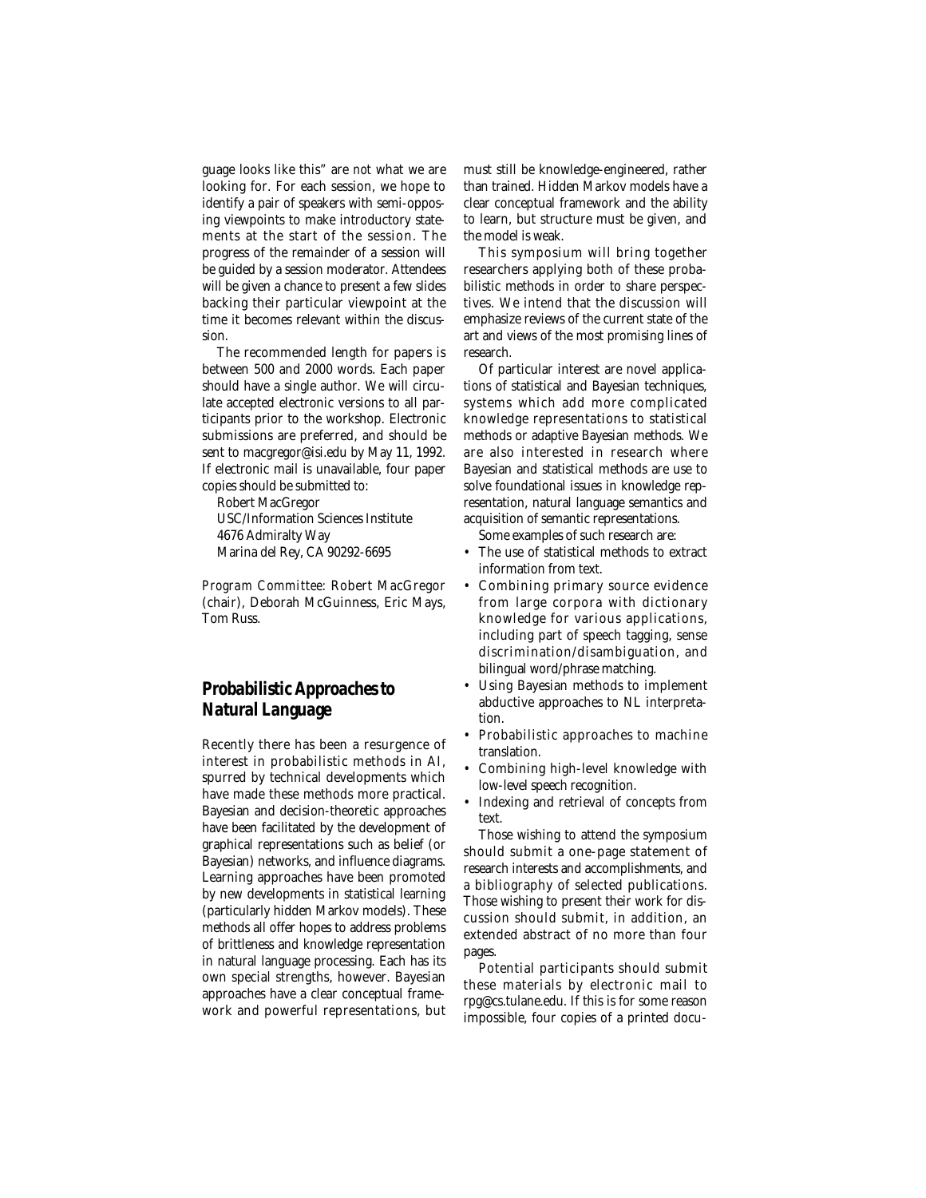guage looks like this" are *not* what we are looking for. For each session, we hope to identify a pair of speakers with semi-opposing viewpoints to make introductory statements at the start of the session. The progress of the remainder of a session will be guided by a session moderator. Attendees will be given a chance to present a few slides backing their particular viewpoint at the time it becomes relevant within the discussion.

The recommended length for papers is between 500 and 2000 words. Each paper should have a single author. We will circulate accepted electronic versions to all participants prior to the workshop. Electronic submissions are preferred, and should be sent to macgregor@isi.edu by May 11, 1992. If electronic mail is unavailable, four paper copies should be submitted to:

Robert MacGregor
USC/Information Sciences Institute
4676 Admiralty Way
Marina del Rey, CA 90292-6695

*Program Committee:* Robert MacGregor (chair), Deborah McGuinness, Eric Mays, Tom Russ.

## Probabilistic Approaches to Natural Language

Recently there has been a resurgence of interest in probabilistic methods in AI, spurred by technical developments which have made these methods more practical. Bayesian and decision-theoretic approaches have been facilitated by the development of graphical representations such as belief (or Bayesian) networks, and influence diagrams. Learning approaches have been promoted by new developments in statistical learning (particularly hidden Markov models). These methods all offer hopes to address problems of brittleness and knowledge representation in natural language processing. Each has its own special strengths, however. Bayesian approaches have a clear conceptual framework and powerful representations, but must still be knowledge-engineered, rather than trained. Hidden Markov models have a clear conceptual framework and the ability to learn, but structure must be given, and the model is weak.

This symposium will bring together researchers applying both of these probabilistic methods in order to share perspectives. We intend that the discussion will emphasize reviews of the current state of the art and views of the most promising lines of research.

Of particular interest are novel applications of statistical and Bayesian techniques, systems which add more complicated knowledge representations to statistical methods or adaptive Bayesian methods. We are also interested in research where Bayesian and statistical methods are use to solve foundational issues in knowledge representation, natural language semantics and acquisition of semantic representations.

Some examples of such research are:

- The use of statistical methods to extract information from text.
- Combining primary source evidence from large corpora with dictionary knowledge for various applications, including part of speech tagging, sense discrimination/disambiguation, and bilingual word/phrase matching.
- Using Bayesian methods to implement abductive approaches to NL interpretation.
- Probabilistic approaches to machine translation.
- Combining high-level knowledge with low-level speech recognition.
- Indexing and retrieval of concepts from text.

Those wishing to attend the symposium should submit a one-page statement of research interests and accomplishments, and a bibliography of selected publications. Those wishing to present their work for discussion should submit, in addition, an extended abstract of no more than four pages.

Potential participants should submit these materials by electronic mail to rpg@cs.tulane.edu. If this is for some reason impossible, four copies of a printed docu-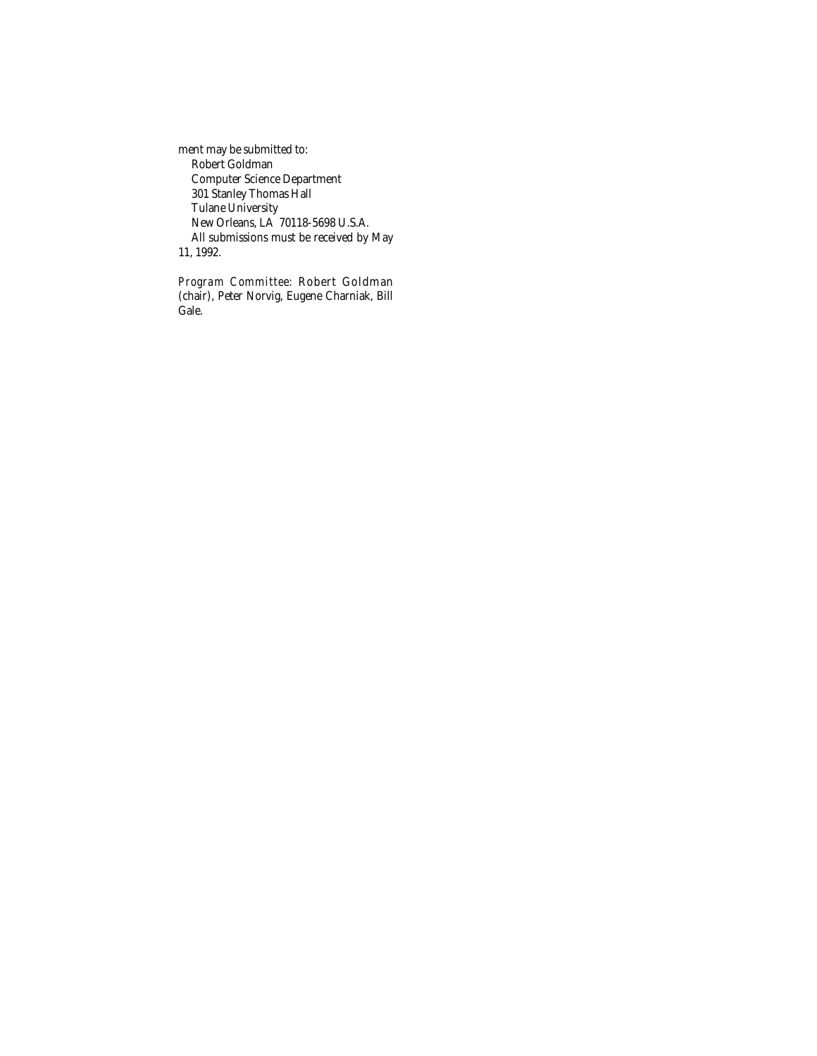ment may be submitted to:

Robert Goldman  
Computer Science Department  
301 Stanley Thomas Hall  
Tulane University  
New Orleans, LA 70118-5698 U.S.A.

All submissions must be received by May 11, 1992.

*Program Committee:* Robert Goldman (chair), Peter Norvig, Eugene Charniak, Bill Gale.